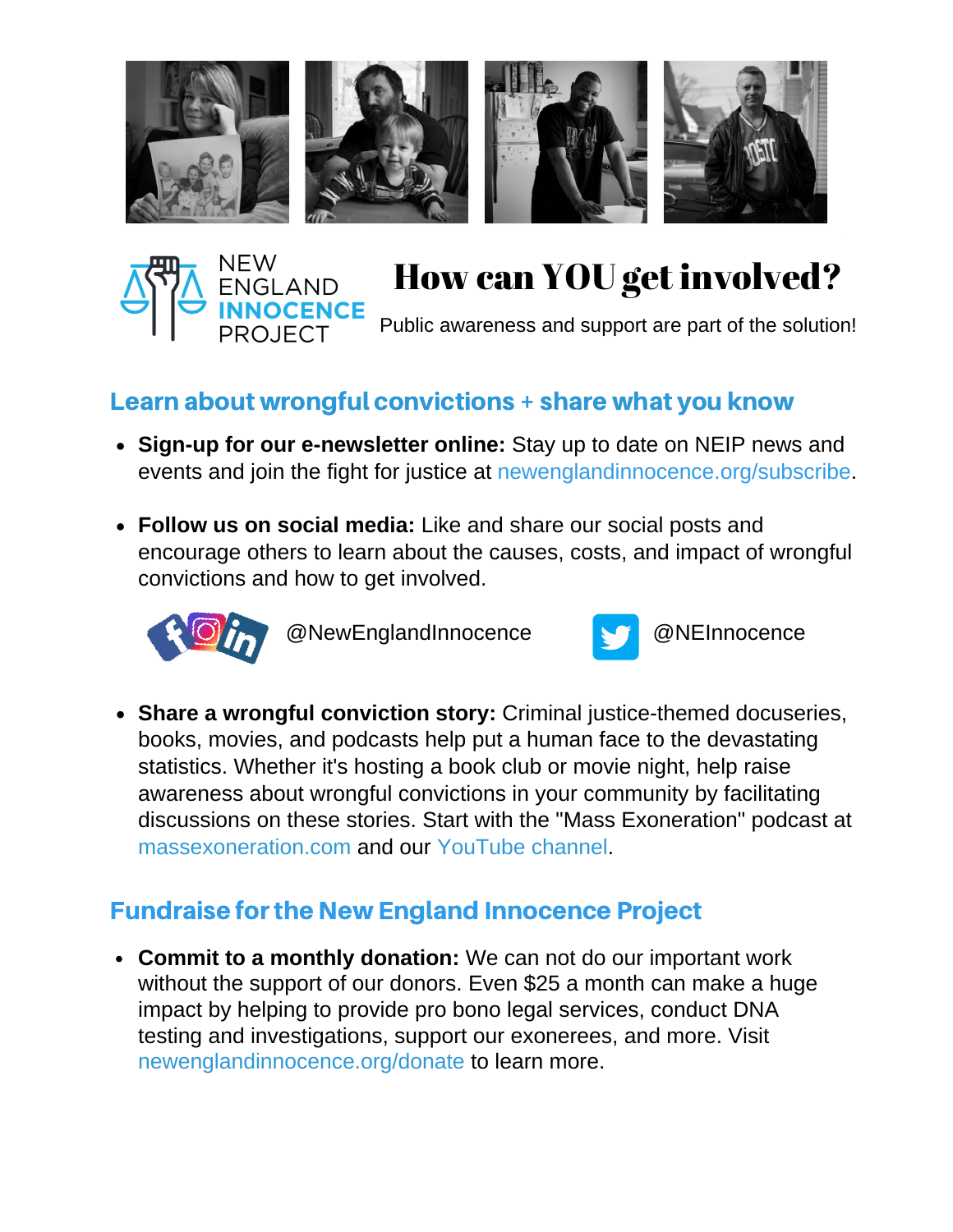NEW ENGLAND **INNOCENCE** PROJECT

# How can YOU get involved?

Public awareness and support are part of the solution!

## Learn about wrongful convictions + share what you know

- **Sign-up for our e-newsletter online:** Stay up to date on NEIP news and events and join the fight for justice at newenglandinnocence.org/subscribe.
- **Follow us on social media:** Like and share our social posts and encourage others to learn about the causes, costs, and impact of wrongful convictions and how to get involved.

  @NewEnglandInnocence

  @NEInnocence

- **Share a wrongful conviction story:** Criminal justice-themed docuseries, books, movies, and podcasts help put a human face to the devastating statistics. Whether it's hosting a book club or movie night, help raise awareness about wrongful convictions in your community by facilitating discussions on these stories. Start with the "Mass Exoneration" podcast at massexoneration.com and our YouTube channel.

## Fundraise for the New England Innocence Project

- **Commit to a monthly donation:** We can not do our important work without the support of our donors. Even $25 a month can make a huge impact by helping to provide pro bono legal services, conduct DNA testing and investigations, support our exonerees, and more. Visit newenglandinnocence.org/donate to learn more.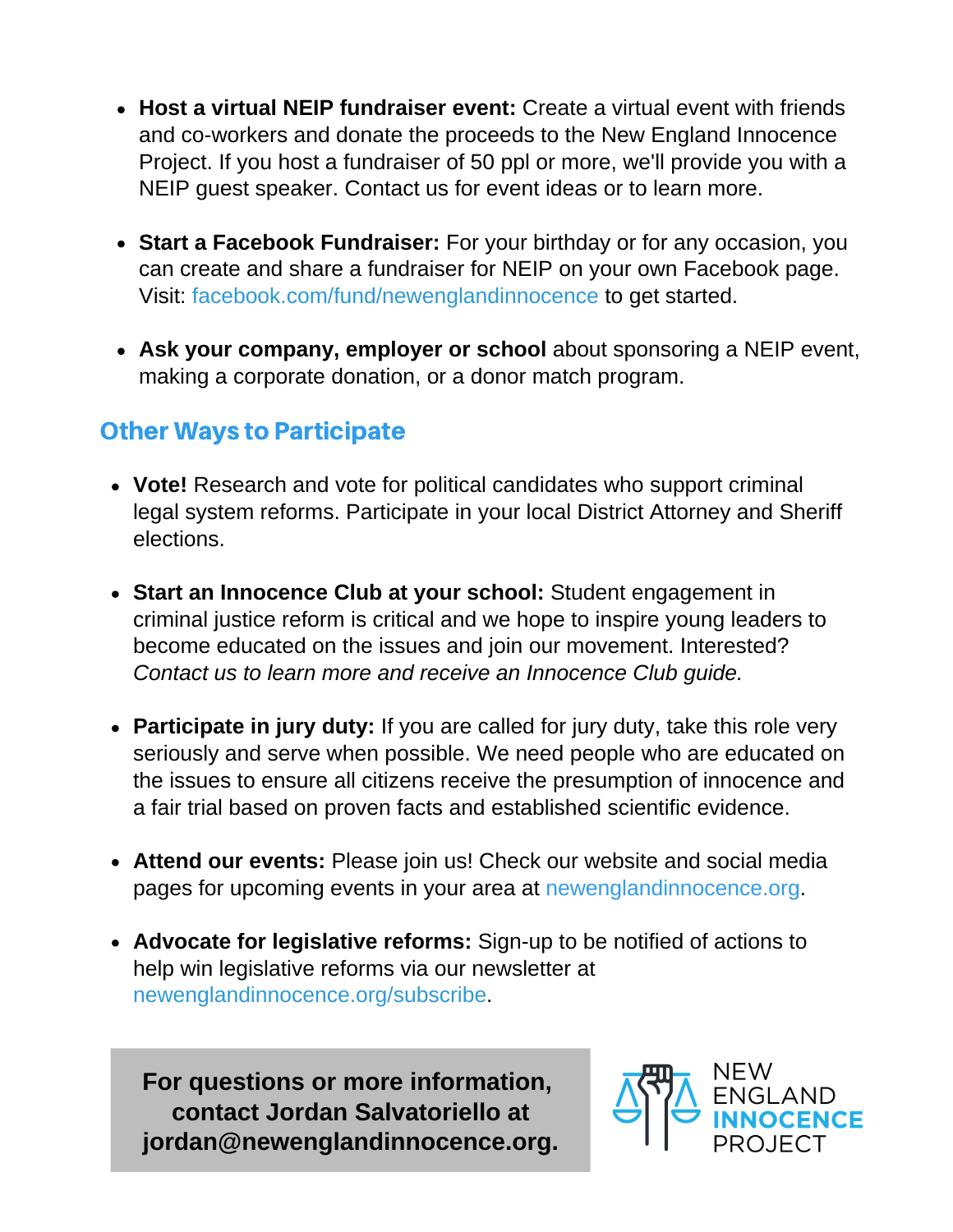- **Host a virtual NEIP fundraiser event:** Create a virtual event with friends and co-workers and donate the proceeds to the New England Innocence Project. If you host a fundraiser of 50 ppl or more, we'll provide you with a NEIP guest speaker. Contact us for event ideas or to learn more.

- **Start a Facebook Fundraiser:** For your birthday or for any occasion, you can create and share a fundraiser for NEIP on your own Facebook page. Visit: facebook.com/fund/newenglandinnocence to get started.

- **Ask your company, employer or school** about sponsoring a NEIP event, making a corporate donation, or a donor match program.

## Other Ways to Participate

- **Vote!** Research and vote for political candidates who support criminal legal system reforms. Participate in your local District Attorney and Sheriff elections.

- **Start an Innocence Club at your school:** Student engagement in criminal justice reform is critical and we hope to inspire young leaders to become educated on the issues and join our movement. Interested? *Contact us to learn more and receive an Innocence Club guide.*

- **Participate in jury duty:** If you are called for jury duty, take this role very seriously and serve when possible. We need people who are educated on the issues to ensure all citizens receive the presumption of innocence and a fair trial based on proven facts and established scientific evidence.

- **Attend our events:** Please join us! Check our website and social media pages for upcoming events in your area at newenglandinnocence.org.

- **Advocate for legislative reforms:** Sign-up to be notified of actions to help win legislative reforms via our newsletter at newenglandinnocence.org/subscribe.

**For questions or more information, contact Jordan Salvatoriello at jordan@newenglandinnocence.org.**

NEW ENGLAND INNOCENCE PROJECT